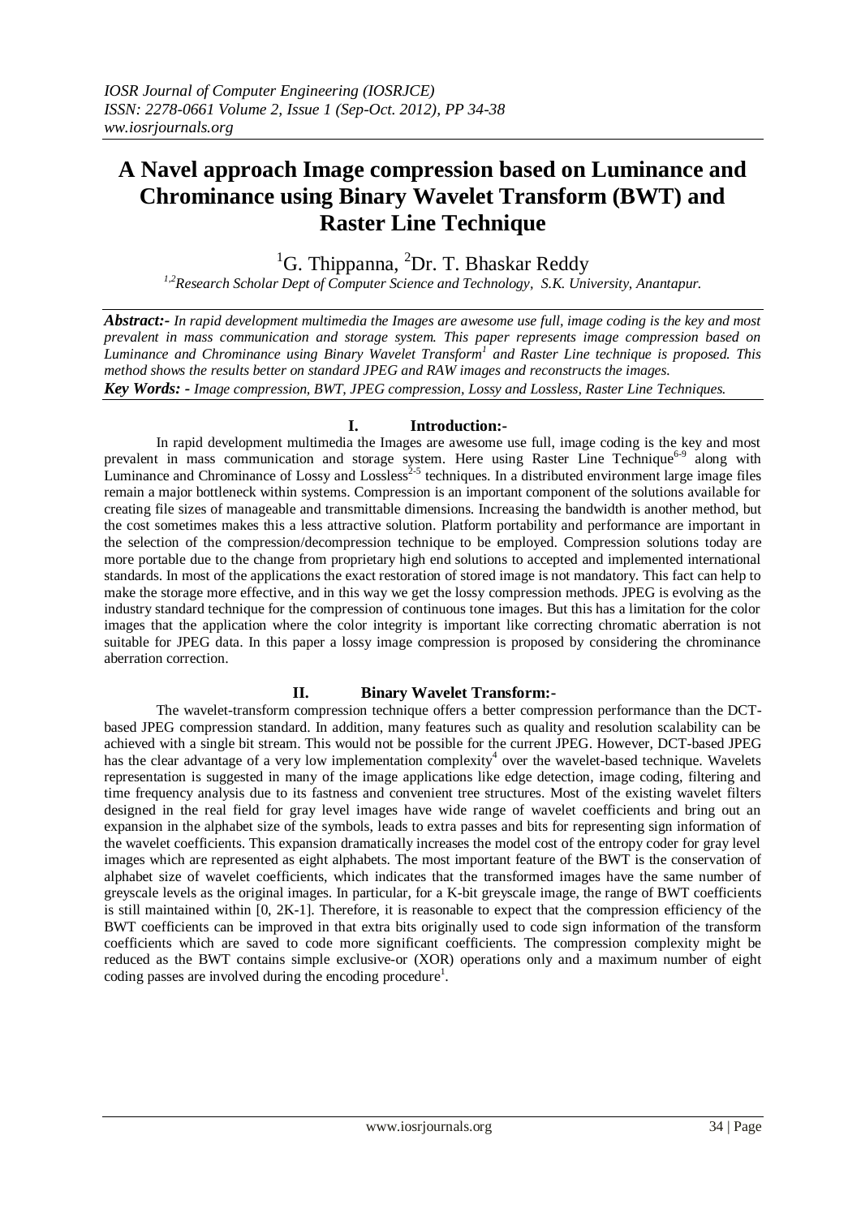# A Navel approach Image compression based on Luminance and Chrominance using Binary Wavelet Transform (BWT) and Raster Line Technique

[1]G. Thippanna, [2]Dr. T. Bhaskar Reddy

*[1,2]Research Scholar Dept of Computer Science and Technology, S.K. University, Anantapur.*

***Abstract:-*** *In rapid development multimedia the Images are awesome use full, image coding is the key and most prevalent in mass communication and storage system. This paper represents image compression based on Luminance and Chrominance using Binary Wavelet Transform[1] and Raster Line technique is proposed. This method shows the results better on standard JPEG and RAW images and reconstructs the images.*

***Key Words: -*** *Image compression, BWT, JPEG compression, Lossy and Lossless, Raster Line Techniques.*

## I. Introduction:-

In rapid development multimedia the Images are awesome use full, image coding is the key and most prevalent in mass communication and storage system. Here using Raster Line Technique[6-9] along with Luminance and Chrominance of Lossy and Lossless[2-5] techniques. In a distributed environment large image files remain a major bottleneck within systems. Compression is an important component of the solutions available for creating file sizes of manageable and transmittable dimensions. Increasing the bandwidth is another method, but the cost sometimes makes this a less attractive solution. Platform portability and performance are important in the selection of the compression/decompression technique to be employed. Compression solutions today are more portable due to the change from proprietary high end solutions to accepted and implemented international standards. In most of the applications the exact restoration of stored image is not mandatory. This fact can help to make the storage more effective, and in this way we get the lossy compression methods. JPEG is evolving as the industry standard technique for the compression of continuous tone images. But this has a limitation for the color images that the application where the color integrity is important like correcting chromatic aberration is not suitable for JPEG data. In this paper a lossy image compression is proposed by considering the chrominance aberration correction.

## II. Binary Wavelet Transform:-

The wavelet-transform compression technique offers a better compression performance than the DCT-based JPEG compression standard. In addition, many features such as quality and resolution scalability can be achieved with a single bit stream. This would not be possible for the current JPEG. However, DCT-based JPEG has the clear advantage of a very low implementation complexity[4] over the wavelet-based technique. Wavelets representation is suggested in many of the image applications like edge detection, image coding, filtering and time frequency analysis due to its fastness and convenient tree structures. Most of the existing wavelet filters designed in the real field for gray level images have wide range of wavelet coefficients and bring out an expansion in the alphabet size of the symbols, leads to extra passes and bits for representing sign information of the wavelet coefficients. This expansion dramatically increases the model cost of the entropy coder for gray level images which are represented as eight alphabets. The most important feature of the BWT is the conservation of alphabet size of wavelet coefficients, which indicates that the transformed images have the same number of greyscale levels as the original images. In particular, for a K-bit greyscale image, the range of BWT coefficients is still maintained within [0, 2K-1]. Therefore, it is reasonable to expect that the compression efficiency of the BWT coefficients can be improved in that extra bits originally used to code sign information of the transform coefficients which are saved to code more significant coefficients. The compression complexity might be reduced as the BWT contains simple exclusive-or (XOR) operations only and a maximum number of eight coding passes are involved during the encoding procedure[1].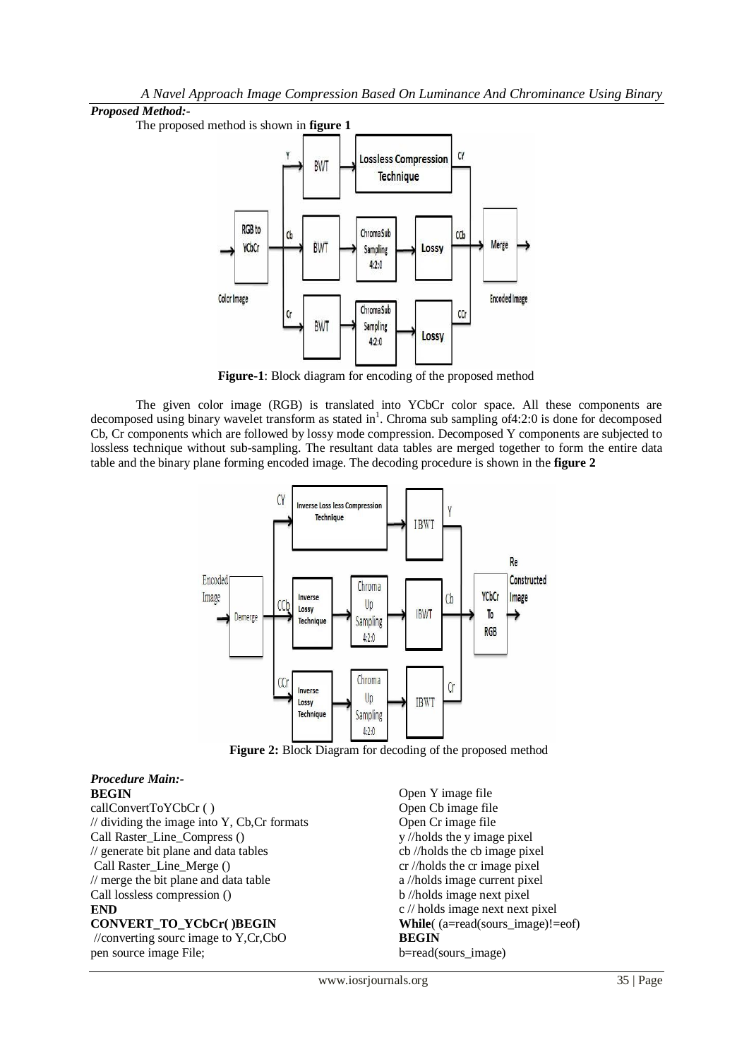## *Proposed Method:-*

The proposed method is shown in **figure 1**

**Figure-1**: Block diagram for encoding of the proposed method

The given color image (RGB) is translated into YCbCr color space. All these components are decomposed using binary wavelet transform as stated in[1]. Chroma sub sampling of4:2:0 is done for decomposed Cb, Cr components which are followed by lossy mode compression. Decomposed Y components are subjected to lossless technique without sub-sampling. The resultant data tables are merged together to form the entire data table and the binary plane forming encoded image. The decoding procedure is shown in the **figure 2**

**Figure 2:** Block Diagram for decoding of the proposed method

## *Procedure Main:-*

```
BEGIN
callConvertToYCbCr ( )
// dividing the image into Y, Cb,Cr formats
Call Raster_Line_Compress ()
// generate bit plane and data tables
 Call Raster_Line_Merge ()
// merge the bit plane and data table
Call lossless compression ()
END
CONVERT_TO_YCbCr( )BEGIN
 //converting sourc image to Y,Cr,CbO
pen source image File;
Open Y image file
Open Cb image file
Open Cr image file
y //holds the y image pixel
cb //holds the cb image pixel
cr //holds the cr image pixel
a //holds image current pixel
b //holds image next pixel
c // holds image next next pixel
While( (a=read(sours_image)!=eof)
BEGIN
b=read(sours_image)
```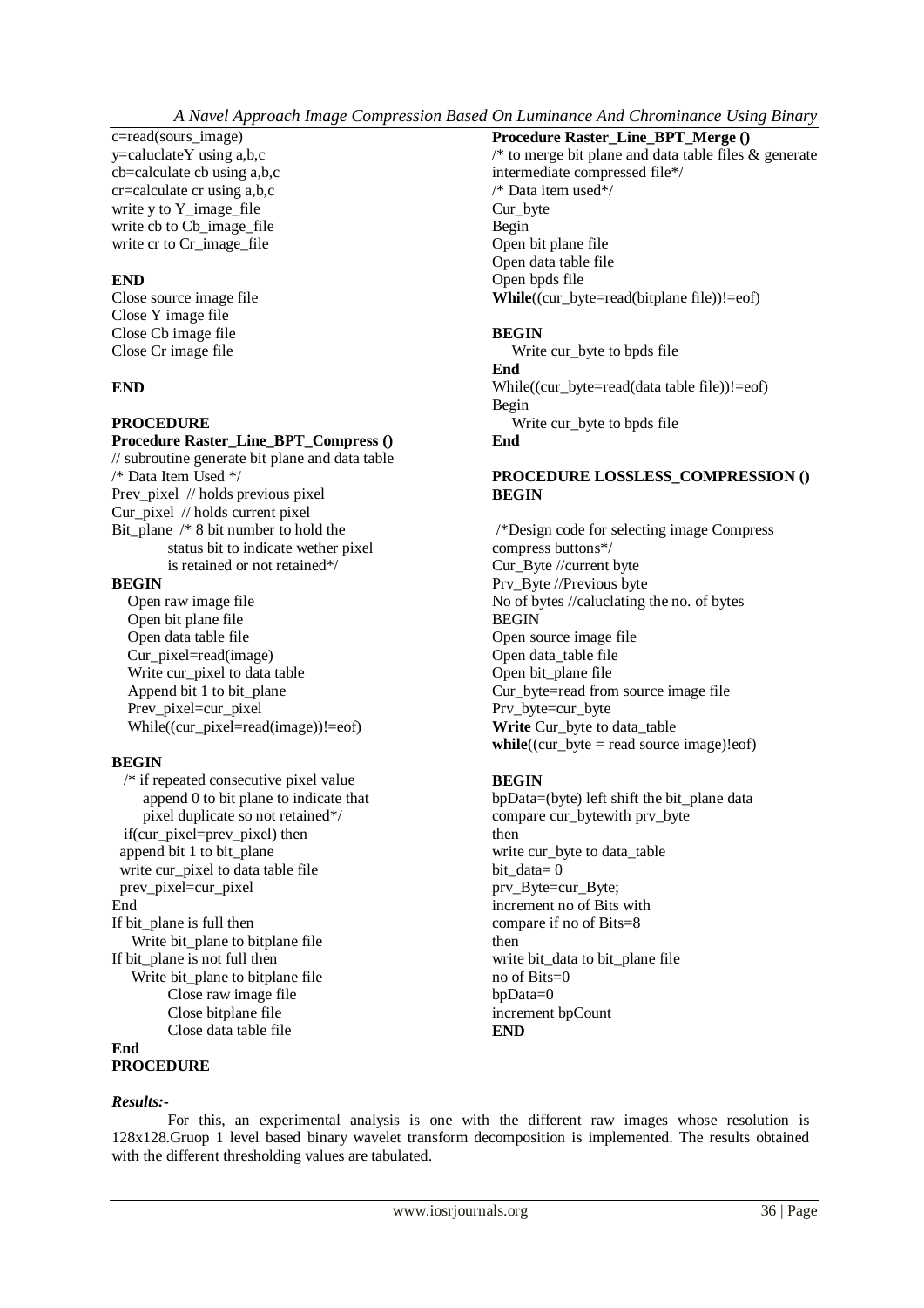```
c=read(sours_image)
y=caluclateY using a,b,c
cb=calculate cb using a,b,c
cr=calculate cr using a,b,c
write y to Y_image_file
write cb to Cb_image_file
write cr to Cr_image_file

END
Close source image file
Close Y image file
Close Cb image file
Close Cr image file

END
```

**PROCEDURE**

**Procedure Raster_Line_BPT_Compress ()**

```
// subroutine generate bit plane and data table
/* Data Item Used */
Prev_pixel  // holds previous pixel
Cur_pixel  // holds current pixel
Bit_plane  /* 8 bit number to hold the
           status bit to indicate wether pixel
           is retained or not retained*/
BEGIN
   Open raw image file
   Open bit plane file
   Open data table file
   Cur_pixel=read(image)
   Write cur_pixel to data table
   Append bit 1 to bit_plane
   Prev_pixel=cur_pixel
   While((cur_pixel=read(image))!=eof)

BEGIN
   /* if repeated consecutive pixel value
      append 0 to bit plane to indicate that
      pixel duplicate so not retained*/
  if(cur_pixel=prev_pixel) then
  append bit 1 to bit_plane
  write cur_pixel to data table file
  prev_pixel=cur_pixel
End
If bit_plane is full then
    Write bit_plane to bitplane file
If bit_plane is not full then
    Write bit_plane to bitplane file
         Close raw image file
         Close bitplane file
         Close data table file
End
```

**PROCEDURE**

**Procedure Raster_Line_BPT_Merge ()**

```
/* to merge bit plane and data table files & generate
intermediate compressed file*/
/* Data item used*/
Cur_byte
Begin
Open bit plane file
Open data table file
Open bpds file
While((cur_byte=read(bitplane file))!=eof)

BEGIN
   Write cur_byte to bpds file
End
While((cur_byte=read(data table file))!=eof)
Begin
   Write cur_byte to bpds file
End
```

**PROCEDURE LOSSLESS_COMPRESSION ()**
**BEGIN**

```
 /*Design code for selecting image Compress
compress buttons*/
Cur_Byte //current byte
Prv_Byte //Previous byte
No of bytes //caluclating the no. of bytes
BEGIN
Open source image file
Open data_table file
Open bit_plane file
Cur_byte=read from source image file
Prv_byte=cur_byte
Write Cur_byte to data_table
while((cur_byte = read source image)!eof)

BEGIN
bpData=(byte) left shift the bit_plane data
compare cur_bytewith prv_byte
then
write cur_byte to data_table
bit_data= 0
prv_Byte=cur_Byte;
increment no of Bits with
compare if no of Bits=8
then
write bit_data to bit_plane file
no of Bits=0
bpData=0
increment bpCount
END
```

***Results:-***

For this, an experimental analysis is one with the different raw images whose resolution is 128x128.Gruop 1 level based binary wavelet transform decomposition is implemented. The results obtained with the different thresholding values are tabulated.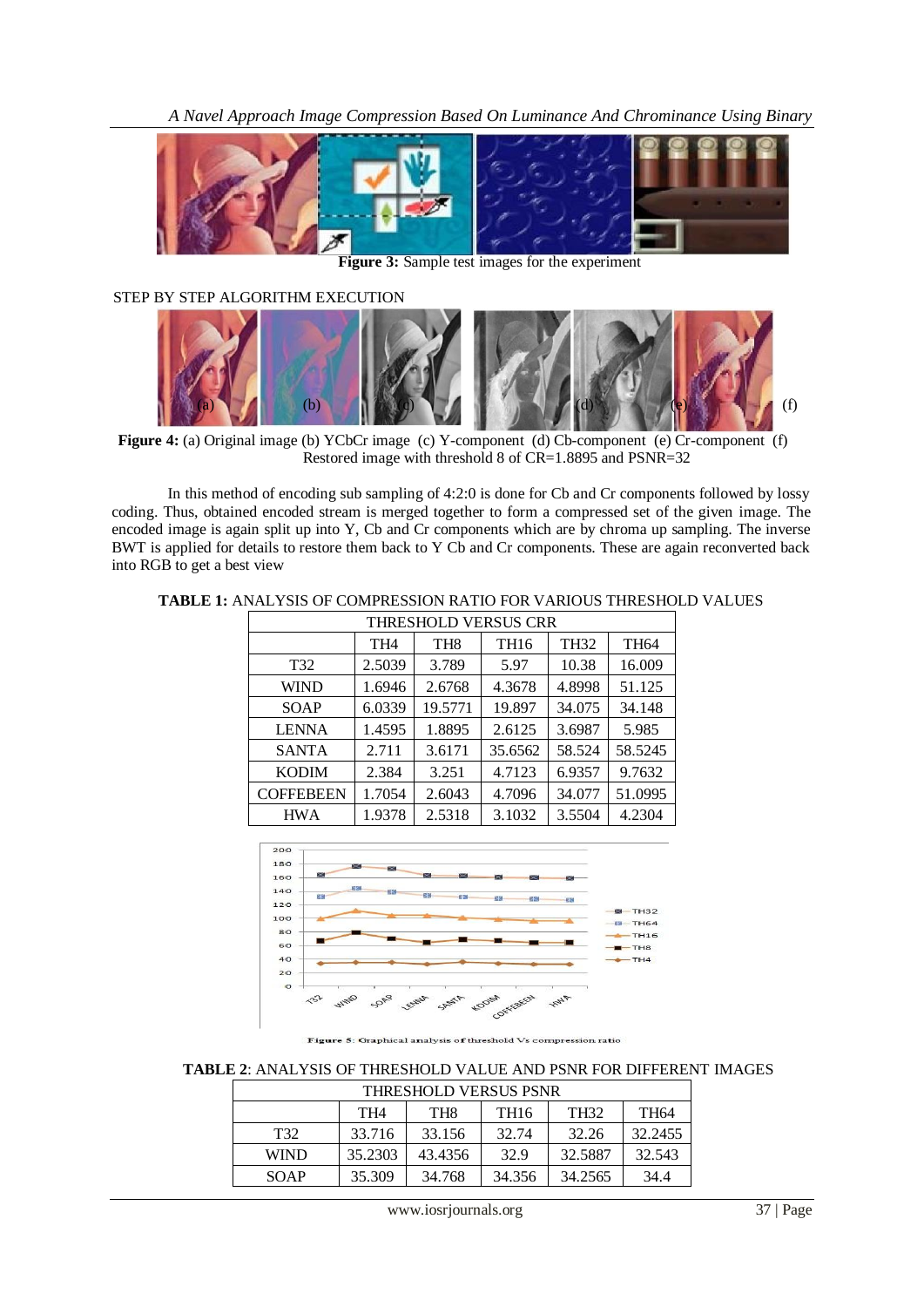Figure 3: Sample test images for the experiment

STEP BY STEP ALGORITHM EXECUTION

**Figure 4:** (a) Original image (b) YCbCr image (c) Y-component (d) Cb-component (e) Cr-component (f) Restored image with threshold 8 of CR=1.8895 and PSNR=32

In this method of encoding sub sampling of 4:2:0 is done for Cb and Cr components followed by lossy coding. Thus, obtained encoded stream is merged together to form a compressed set of the given image. The encoded image is again split up into Y, Cb and Cr components which are by chroma up sampling. The inverse BWT is applied for details to restore them back to Y Cb and Cr components. These are again reconverted back into RGB to get a best view

**TABLE 1:** ANALYSIS OF COMPRESSION RATIO FOR VARIOUS THRESHOLD VALUES

| THRESHOLD VERSUS CRR | | | | | |
|---|---|---|---|---|---|
| | TH4 | TH8 | TH16 | TH32 | TH64 |
| T32 | 2.5039 | 3.789 | 5.97 | 10.38 | 16.009 |
| WIND | 1.6946 | 2.6768 | 4.3678 | 4.8998 | 51.125 |
| SOAP | 6.0339 | 19.5771 | 19.897 | 34.075 | 34.148 |
| LENNA | 1.4595 | 1.8895 | 2.6125 | 3.6987 | 5.985 |
| SANTA | 2.711 | 3.6171 | 35.6562 | 58.524 | 58.5245 |
| KODIM | 2.384 | 3.251 | 4.7123 | 6.9357 | 9.7632 |
| COFFEBEEN | 1.7054 | 2.6043 | 4.7096 | 34.077 | 51.0995 |
| HWA | 1.9378 | 2.5318 | 3.1032 | 3.5504 | 4.2304 |

Figure 5: Graphical analysis of threshold Vs compression ratio

**TABLE 2**: ANALYSIS OF THRESHOLD VALUE AND PSNR FOR DIFFERENT IMAGES

| THRESHOLD VERSUS PSNR | | | | | |
|---|---|---|---|---|---|
| | TH4 | TH8 | TH16 | TH32 | TH64 |
| T32 | 33.716 | 33.156 | 32.74 | 32.26 | 32.2455 |
| WIND | 35.2303 | 43.4356 | 32.9 | 32.5887 | 32.543 |
| SOAP | 35.309 | 34.768 | 34.356 | 34.2565 | 34.4 |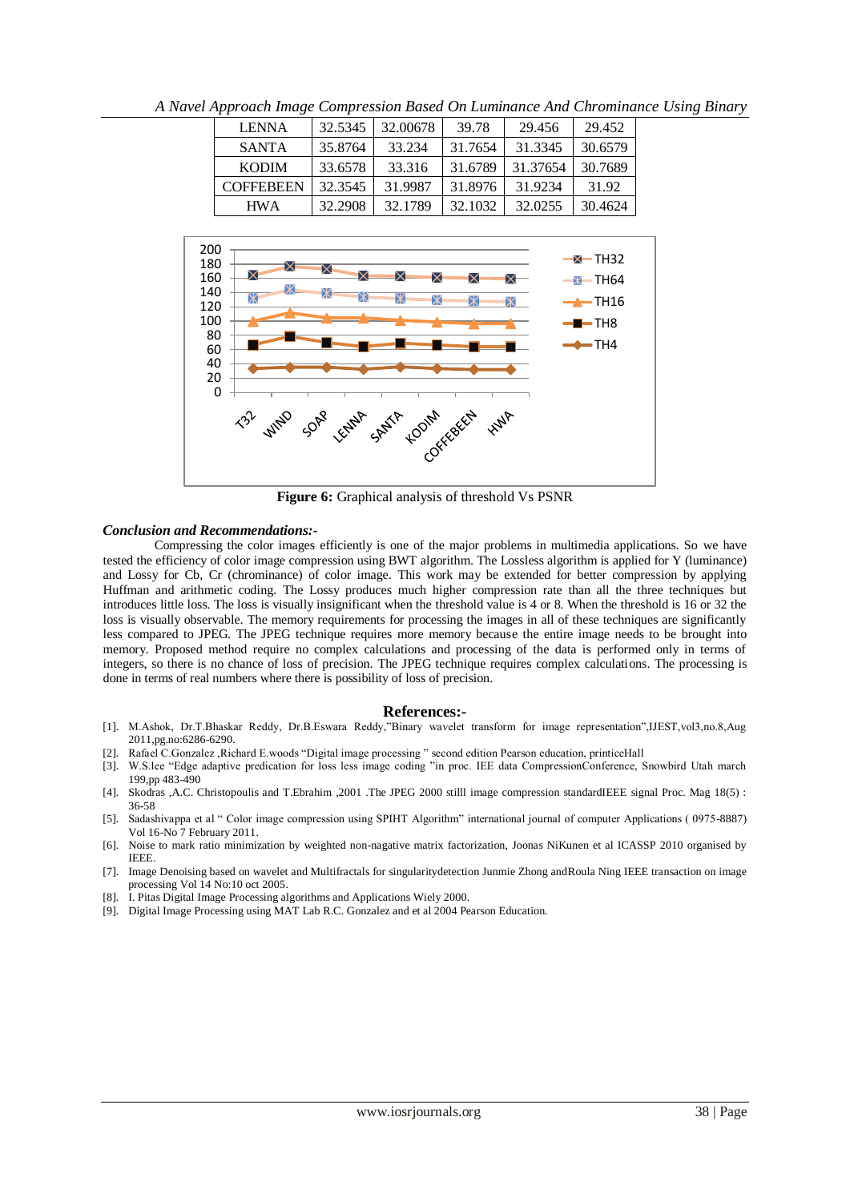| | | | | | |
|---|---|---|---|---|---|
| LENNA | 32.5345 | 32.00678 | 39.78 | 29.456 | 29.452 |
| SANTA | 35.8764 | 33.234 | 31.7654 | 31.3345 | 30.6579 |
| KODIM | 33.6578 | 33.316 | 31.6789 | 31.37654 | 30.7689 |
| COFFEBEEN | 32.3545 | 31.9987 | 31.8976 | 31.9234 | 31.92 |
| HWA | 32.2908 | 32.1789 | 32.1032 | 32.0255 | 30.4624 |

200
180
160
140
120
100
80
60
40
20
0

T32 WIND SOAP LENNA SANTA KODIM COFFEBEEN HWA

TH32
TH64
TH16
TH8
TH4

**Figure 6:** Graphical analysis of threshold Vs PSNR

***Conclusion and Recommendations:-***

Compressing the color images efficiently is one of the major problems in multimedia applications. So we have tested the efficiency of color image compression using BWT algorithm. The Lossless algorithm is applied for Y (luminance) and Lossy for Cb, Cr (chrominance) of color image. This work may be extended for better compression by applying Huffman and arithmetic coding. The Lossy produces much higher compression rate than all the three techniques but introduces little loss. The loss is visually insignificant when the threshold value is 4 or 8. When the threshold is 16 or 32 the loss is visually observable. The memory requirements for processing the images in all of these techniques are significantly less compared to JPEG. The JPEG technique requires more memory because the entire image needs to be brought into memory. Proposed method require no complex calculations and processing of the data is performed only in terms of integers, so there is no chance of loss of precision. The JPEG technique requires complex calculations. The processing is done in terms of real numbers where there is possibility of loss of precision.

## References:-

[1]. M.Ashok, Dr.T.Bhaskar Reddy, Dr.B.Eswara Reddy,"Binary wavelet transform for image representation",IJEST,vol3,no.8,Aug 2011,pg.no:6286-6290.

[2]. Rafael C.Gonzalez ,Richard E.woods "Digital image processing " second edition Pearson education, printiceHall

[3]. W.S.lee "Edge adaptive predication for loss less image coding "in proc. IEE data CompressionConference, Snowbird Utah march 199,pp 483-490

[4]. Skodras ,A.C. Christopoulis and T.Ebrahim ,2001 .The JPEG 2000 stilll image compression standardIEEE signal Proc. Mag 18(5) : 36-58

[5]. Sadashivappa et al " Color image compression using SPIHT Algorithm" international journal of computer Applications ( 0975-8887) Vol 16-No 7 February 2011.

[6]. Noise to mark ratio minimization by weighted non-nagative matrix factorization, Joonas NiKunen et al ICASSP 2010 organised by IEEE.

[7]. Image Denoising based on wavelet and Multifractals for singularitydetection Junmie Zhong andRoula Ning IEEE transaction on image processing Vol 14 No:10 oct 2005.

[8]. I. Pitas Digital Image Processing algorithms and Applications Wiely 2000.

[9]. Digital Image Processing using MAT Lab R.C. Gonzalez and et al 2004 Pearson Education.